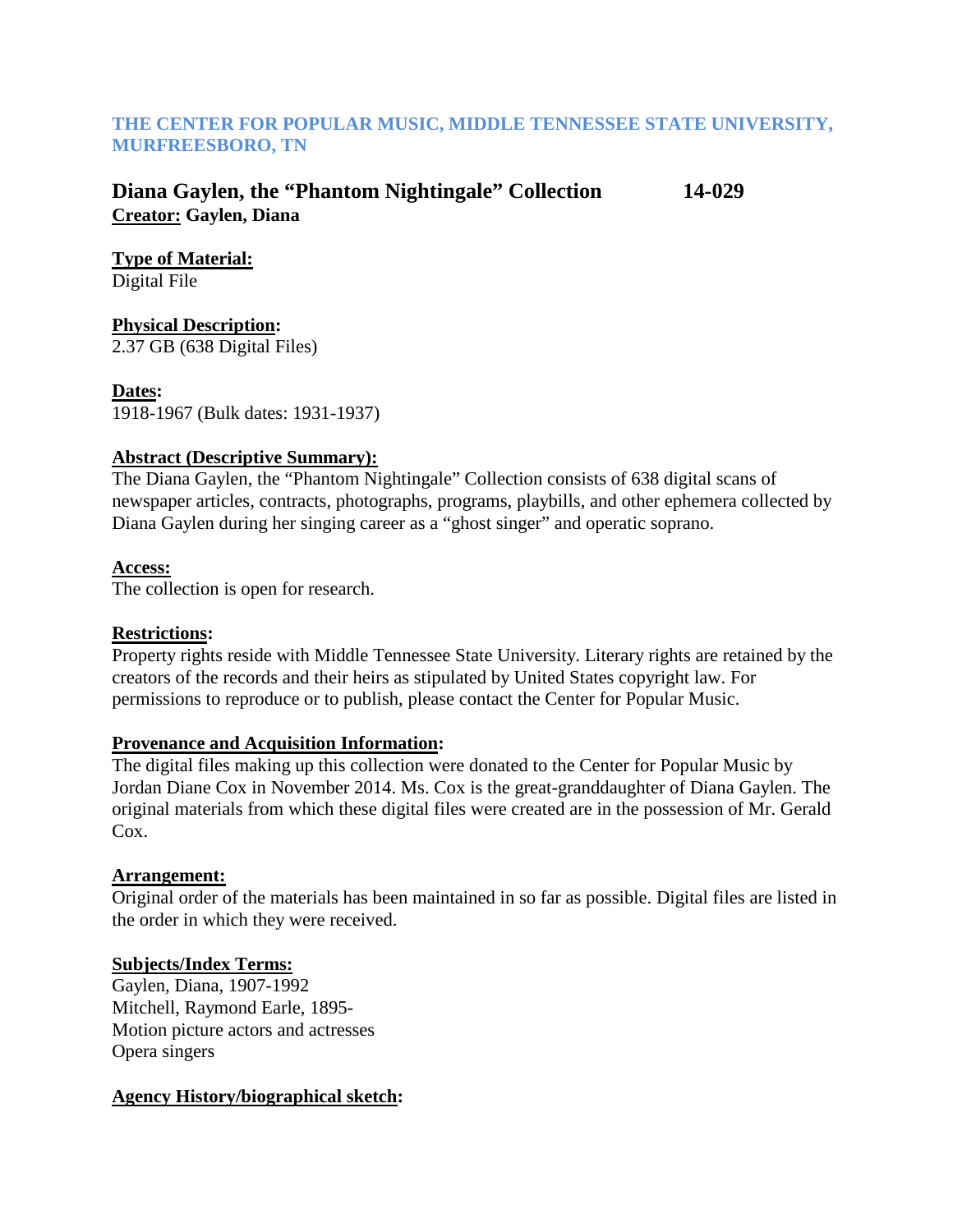**THE CENTER FOR POPULAR MUSIC, MIDDLE TENNESSEE STATE UNIVERSITY, MURFREESBORO, TN**

## Diana Gaylen, the "Phantom Nightingale" Collection 14-029

**Creator: Gaylen, Diana**

**Type of Material:**
Digital File

**Physical Description:**
2.37 GB (638 Digital Files)

**Dates:**
1918-1967 (Bulk dates: 1931-1937)

**Abstract (Descriptive Summary):**
The Diana Gaylen, the "Phantom Nightingale" Collection consists of 638 digital scans of newspaper articles, contracts, photographs, programs, playbills, and other ephemera collected by Diana Gaylen during her singing career as a "ghost singer" and operatic soprano.

**Access:**
The collection is open for research.

**Restrictions:**
Property rights reside with Middle Tennessee State University. Literary rights are retained by the creators of the records and their heirs as stipulated by United States copyright law. For permissions to reproduce or to publish, please contact the Center for Popular Music.

**Provenance and Acquisition Information:**
The digital files making up this collection were donated to the Center for Popular Music by Jordan Diane Cox in November 2014. Ms. Cox is the great-granddaughter of Diana Gaylen. The original materials from which these digital files were created are in the possession of Mr. Gerald Cox.

**Arrangement:**
Original order of the materials has been maintained in so far as possible. Digital files are listed in the order in which they were received.

**Subjects/Index Terms:**
Gaylen, Diana, 1907-1992
Mitchell, Raymond Earle, 1895-
Motion picture actors and actresses
Opera singers

**Agency History/biographical sketch:**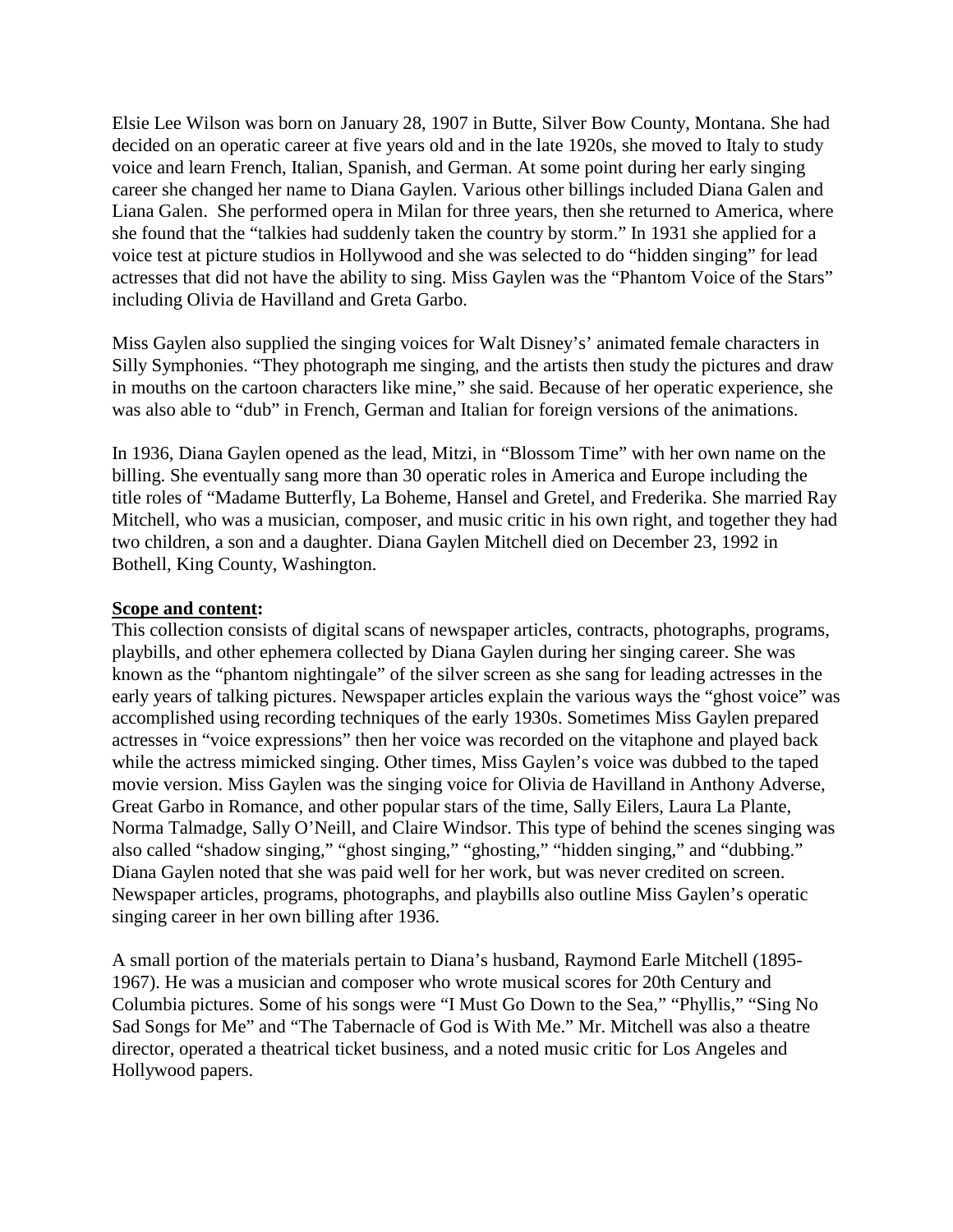Elsie Lee Wilson was born on January 28, 1907 in Butte, Silver Bow County, Montana. She had decided on an operatic career at five years old and in the late 1920s, she moved to Italy to study voice and learn French, Italian, Spanish, and German. At some point during her early singing career she changed her name to Diana Gaylen. Various other billings included Diana Galen and Liana Galen. She performed opera in Milan for three years, then she returned to America, where she found that the "talkies had suddenly taken the country by storm." In 1931 she applied for a voice test at picture studios in Hollywood and she was selected to do "hidden singing" for lead actresses that did not have the ability to sing. Miss Gaylen was the "Phantom Voice of the Stars" including Olivia de Havilland and Greta Garbo.

Miss Gaylen also supplied the singing voices for Walt Disney's' animated female characters in Silly Symphonies. "They photograph me singing, and the artists then study the pictures and draw in mouths on the cartoon characters like mine," she said. Because of her operatic experience, she was also able to "dub" in French, German and Italian for foreign versions of the animations.

In 1936, Diana Gaylen opened as the lead, Mitzi, in "Blossom Time" with her own name on the billing. She eventually sang more than 30 operatic roles in America and Europe including the title roles of "Madame Butterfly, La Boheme, Hansel and Gretel, and Frederika. She married Ray Mitchell, who was a musician, composer, and music critic in his own right, and together they had two children, a son and a daughter. Diana Gaylen Mitchell died on December 23, 1992 in Bothell, King County, Washington.

**Scope and content:**

This collection consists of digital scans of newspaper articles, contracts, photographs, programs, playbills, and other ephemera collected by Diana Gaylen during her singing career. She was known as the "phantom nightingale" of the silver screen as she sang for leading actresses in the early years of talking pictures. Newspaper articles explain the various ways the "ghost voice" was accomplished using recording techniques of the early 1930s. Sometimes Miss Gaylen prepared actresses in "voice expressions" then her voice was recorded on the vitaphone and played back while the actress mimicked singing. Other times, Miss Gaylen's voice was dubbed to the taped movie version. Miss Gaylen was the singing voice for Olivia de Havilland in Anthony Adverse, Great Garbo in Romance, and other popular stars of the time, Sally Eilers, Laura La Plante, Norma Talmadge, Sally O'Neill, and Claire Windsor. This type of behind the scenes singing was also called "shadow singing," "ghost singing," "ghosting," "hidden singing," and "dubbing." Diana Gaylen noted that she was paid well for her work, but was never credited on screen. Newspaper articles, programs, photographs, and playbills also outline Miss Gaylen's operatic singing career in her own billing after 1936.

A small portion of the materials pertain to Diana's husband, Raymond Earle Mitchell (1895-1967). He was a musician and composer who wrote musical scores for 20th Century and Columbia pictures. Some of his songs were "I Must Go Down to the Sea," "Phyllis," "Sing No Sad Songs for Me" and "The Tabernacle of God is With Me." Mr. Mitchell was also a theatre director, operated a theatrical ticket business, and a noted music critic for Los Angeles and Hollywood papers.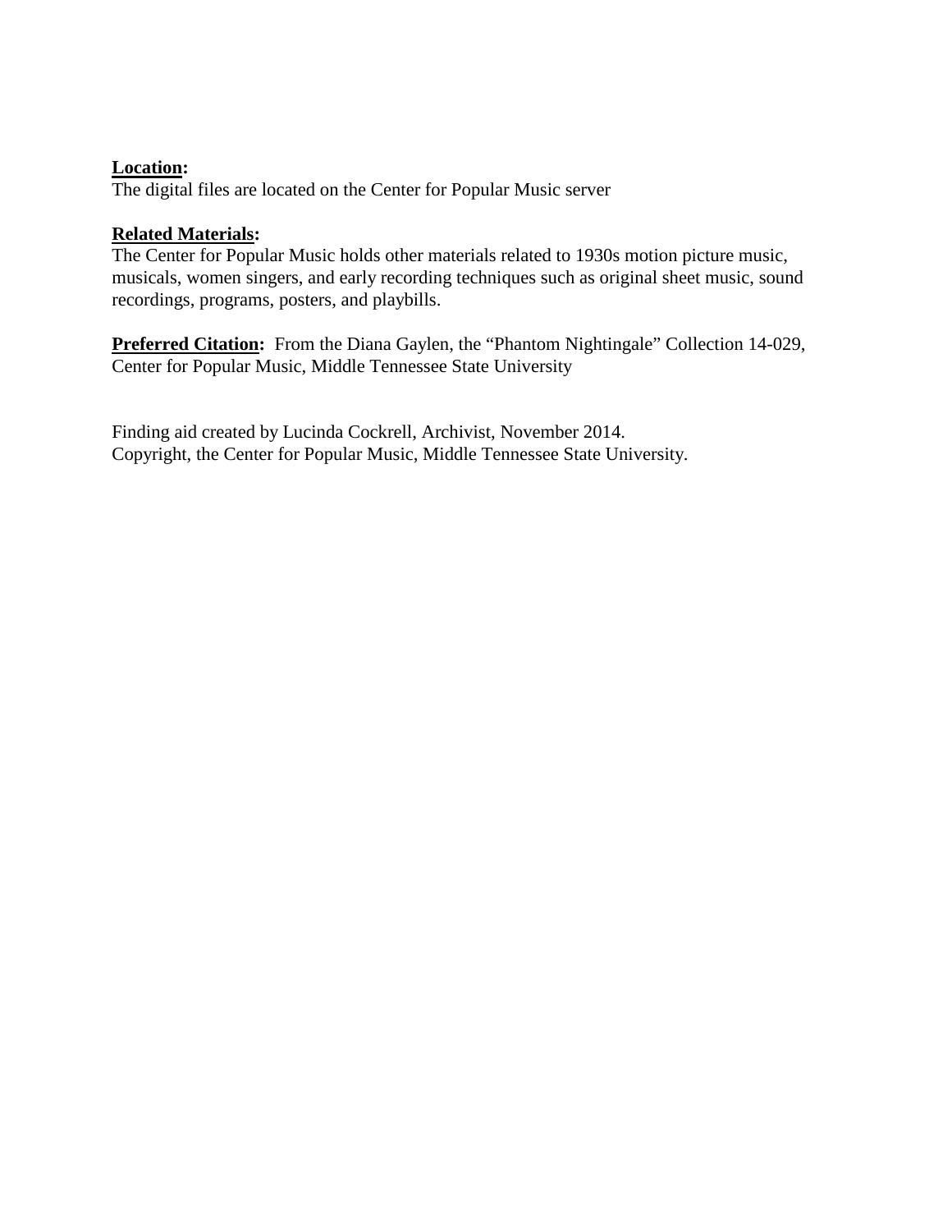**Location:**
The digital files are located on the Center for Popular Music server

**Related Materials:**
The Center for Popular Music holds other materials related to 1930s motion picture music, musicals, women singers, and early recording techniques such as original sheet music, sound recordings, programs, posters, and playbills.

**Preferred Citation:** From the Diana Gaylen, the "Phantom Nightingale" Collection 14-029, Center for Popular Music, Middle Tennessee State University

Finding aid created by Lucinda Cockrell, Archivist, November 2014.
Copyright, the Center for Popular Music, Middle Tennessee State University.